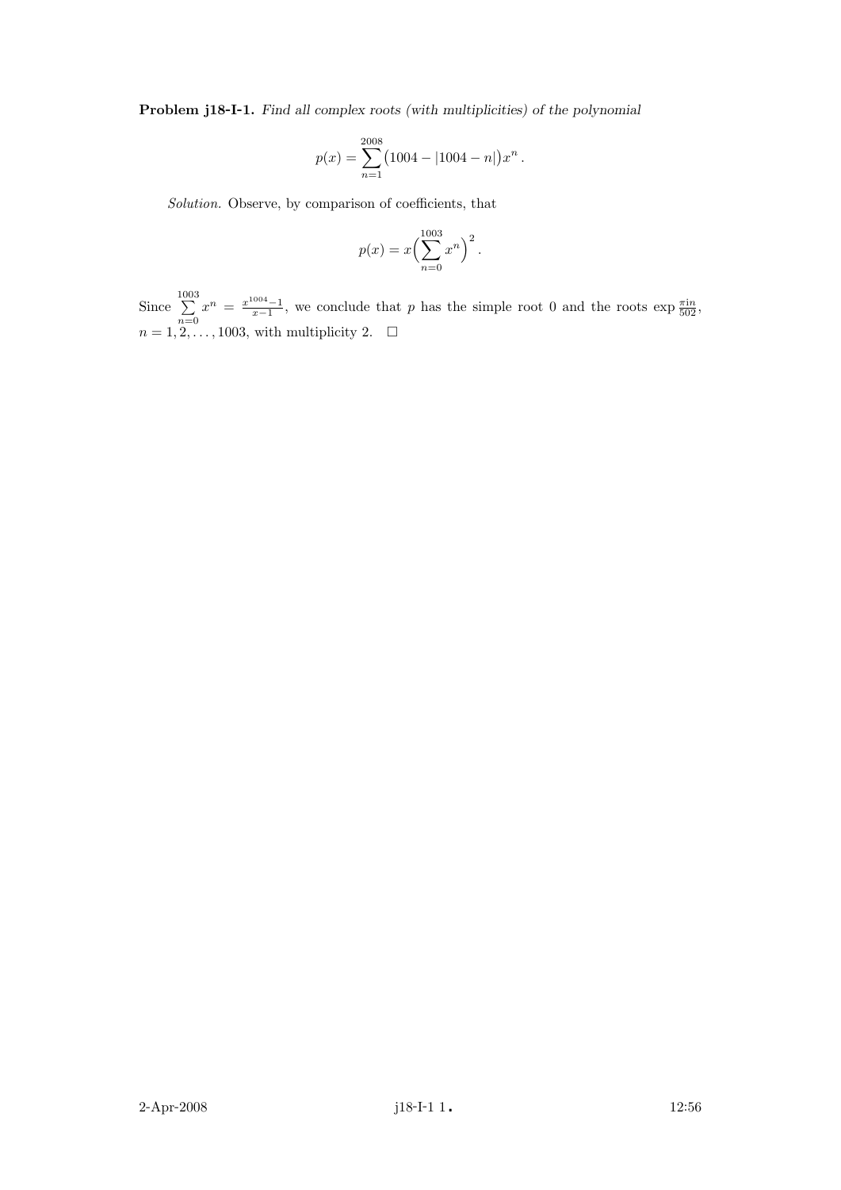**Problem j18-I-1.** *Find all complex roots (with multiplicities) of the polynomial*

$$p(x) = \sum_{n=1}^{2008} \bigl(1004 - |1004 - n|\bigr) x^n \,.$$

*Solution.* Observe, by comparison of coefficients, that

$$p(x) = x \Bigl( \sum_{n=0}^{1003} x^n \Bigr)^2 .$$

Since $\sum_{n=0}^{1003} x^n = \frac{x^{1004}-1}{x-1}$, we conclude that $p$ has the simple root 0 and the roots $\exp \frac{\pi i n}{502}$, $n = 1, 2, \dots, 1003$, with multiplicity 2. $\square$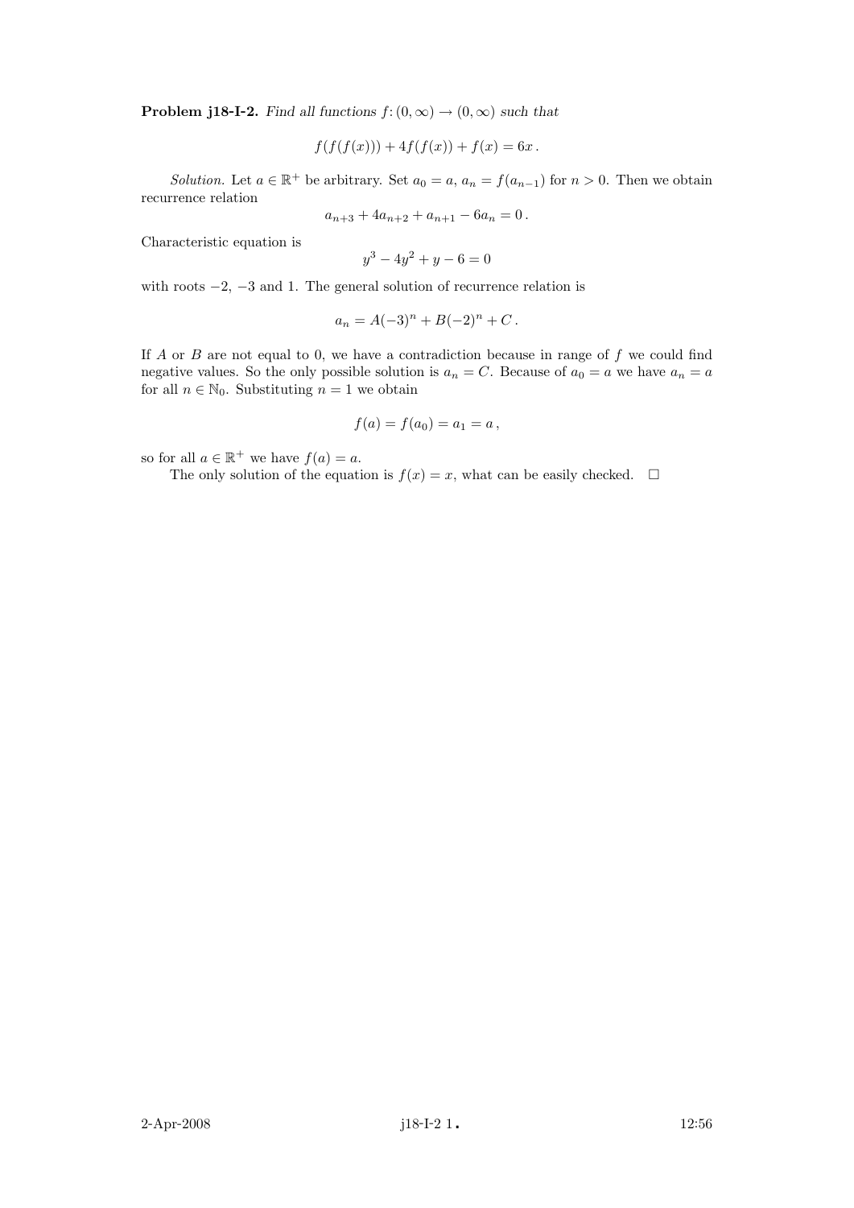**Problem j18-I-2.** *Find all functions* $f\colon (0,\infty) \to (0,\infty)$ *such that*

$$f(f(f(x))) + 4f(f(x)) + f(x) = 6x\,.$$

*Solution.* Let $a \in \mathbb{R}^+$ be arbitrary. Set $a_0 = a$, $a_n = f(a_{n-1})$ for $n > 0$. Then we obtain recurrence relation

$$a_{n+3} + 4a_{n+2} + a_{n+1} - 6a_n = 0\,.$$

Characteristic equation is

$$y^3 - 4y^2 + y - 6 = 0$$

with roots $-2$, $-3$ and 1. The general solution of recurrence relation is

$$a_n = A(-3)^n + B(-2)^n + C\,.$$

If $A$ or $B$ are not equal to 0, we have a contradiction because in range of $f$ we could find negative values. So the only possible solution is $a_n = C$. Because of $a_0 = a$ we have $a_n = a$ for all $n \in \mathbb{N}_0$. Substituting $n = 1$ we obtain

$$f(a) = f(a_0) = a_1 = a\,,$$

so for all $a \in \mathbb{R}^+$ we have $f(a) = a$.

The only solution of the equation is $f(x) = x$, what can be easily checked. □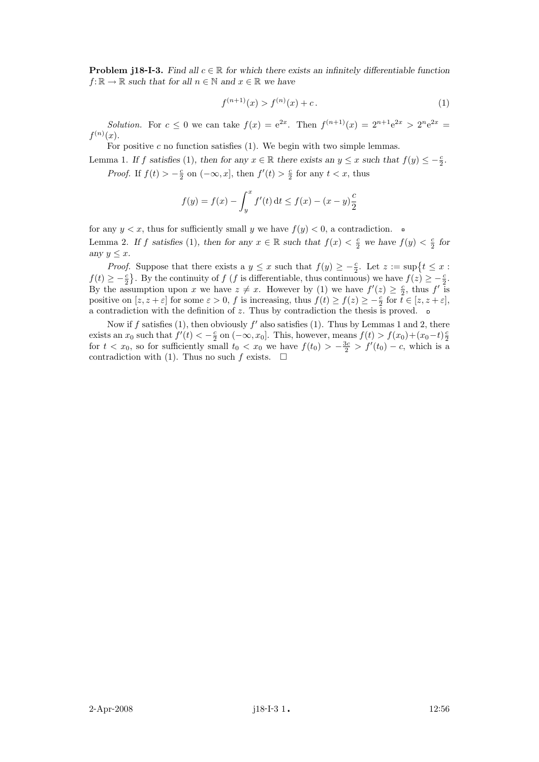**Problem j18-I-3.** *Find all $c \in \mathbb{R}$ for which there exists an infinitely differentiable function $f\colon \mathbb{R} \to \mathbb{R}$ such that for all $n \in \mathbb{N}$ and $x \in \mathbb{R}$ we have*

$$f^{(n+1)}(x) > f^{(n)}(x) + c\,. \tag{1}$$

*Solution.* For $c \le 0$ we can take $f(x) = \mathrm{e}^{2x}$. Then $f^{(n+1)}(x) = 2^{n+1}\mathrm{e}^{2x} > 2^n\mathrm{e}^{2x} = f^{(n)}(x)$.

For positive $c$ no function satisfies (1). We begin with two simple lemmas.

Lemma 1. *If $f$ satisfies (1), then for any $x \in \mathbb{R}$ there exists an $y \le x$ such that $f(y) \le -\frac{c}{2}$.*

*Proof.* If $f(t) > -\frac{c}{2}$ on $(-\infty, x]$, then $f'(t) > \frac{c}{2}$ for any $t < x$, thus

$$f(y) = f(x) - \int_y^x f'(t)\,\mathrm{d}t \le f(x) - (x-y)\frac{c}{2}$$

for any $y < x$, thus for sufficiently small $y$ we have $f(y) < 0$, a contradiction. ▫

Lemma 2. *If $f$ satisfies (1), then for any $x \in \mathbb{R}$ such that $f(x) < \frac{c}{2}$ we have $f(y) < \frac{c}{2}$ for any $y \le x$.*

*Proof.* Suppose that there exists a $y \le x$ such that $f(y) \ge -\frac{c}{2}$. Let $z := \sup\{t \le x : f(t) \ge -\frac{c}{2}\}$. By the continuity of $f$ ($f$ is differentiable, thus continuous) we have $f(z) \ge -\frac{c}{2}$. By the assumption upon $x$ we have $z \ne x$. However by (1) we have $f'(z) \ge \frac{c}{2}$, thus $f'$ is positive on $[z, z+\varepsilon]$ for some $\varepsilon > 0$, $f$ is increasing, thus $f(t) \ge f(z) \ge -\frac{c}{2}$ for $t \in [z, z+\varepsilon]$, a contradiction with the definition of $z$. Thus by contradiction the thesis is proved. ▫

Now if $f$ satisfies (1), then obviously $f'$ also satisfies (1). Thus by Lemmas 1 and 2, there exists an $x_0$ such that $f'(t) < -\frac{c}{2}$ on $(-\infty, x_0]$. This, however, means $f(t) > f(x_0) + (x_0 - t)\frac{c}{2}$ for $t < x_0$, so for sufficiently small $t_0 < x_0$ we have $f(t_0) > -\frac{3c}{2} > f'(t_0) - c$, which is a contradiction with (1). Thus no such $f$ exists. □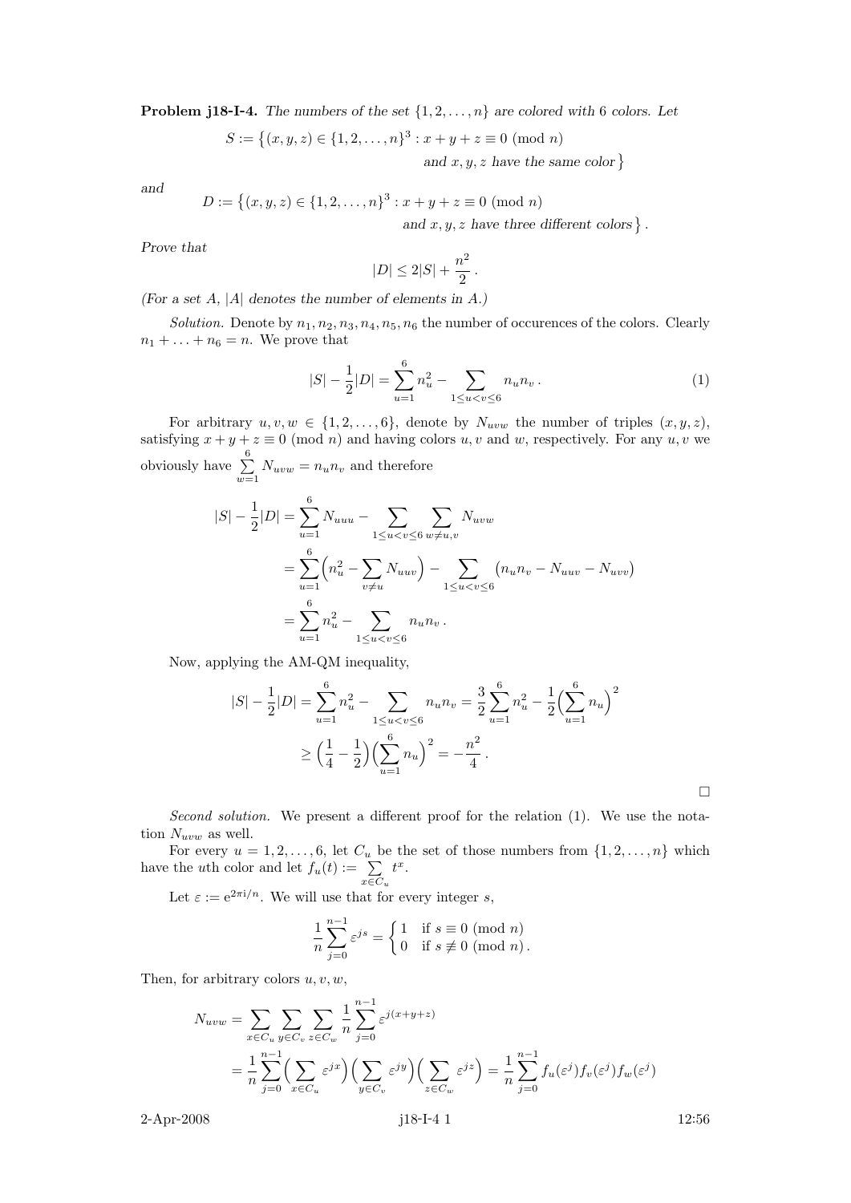**Problem j18-I-4.** *The numbers of the set $\{1, 2, \ldots, n\}$ are colored with 6 colors. Let*

$$S := \{(x, y, z) \in \{1, 2, \ldots, n\}^3 : x + y + z \equiv 0 \pmod{n} \text{ and } x, y, z \text{ have the same color}\}$$

*and*

$$D := \{(x, y, z) \in \{1, 2, \ldots, n\}^3 : x + y + z \equiv 0 \pmod{n} \text{ and } x, y, z \text{ have three different colors}\}.$$

*Prove that*

$$|D| \le 2|S| + \frac{n^2}{2}.$$

*(For a set $A$, $|A|$ denotes the number of elements in $A$.)*

*Solution.* Denote by $n_1, n_2, n_3, n_4, n_5, n_6$ the number of occurences of the colors. Clearly $n_1 + \ldots + n_6 = n$. We prove that

$$|S| - \frac{1}{2}|D| = \sum_{u=1}^{6} n_u^2 - \sum_{1 \le u < v \le 6} n_u n_v. \tag{1}$$

For arbitrary $u, v, w \in \{1, 2, \ldots, 6\}$, denote by $N_{uvw}$ the number of triples $(x, y, z)$, satisfying $x + y + z \equiv 0 \pmod{n}$ and having colors $u, v$ and $w$, respectively. For any $u, v$ we obviously have $\sum_{w=1}^{6} N_{uvw} = n_u n_v$ and therefore

$$\begin{aligned}
|S| - \frac{1}{2}|D| &= \sum_{u=1}^{6} N_{uuu} - \sum_{1 \le u < v \le 6} \sum_{w \ne u,v} N_{uvw} \\
&= \sum_{u=1}^{6} \Big( n_u^2 - \sum_{v \ne u} N_{uuv} \Big) - \sum_{1 \le u < v \le 6} \big( n_u n_v - N_{uuv} - N_{uvv} \big) \\
&= \sum_{u=1}^{6} n_u^2 - \sum_{1 \le u < v \le 6} n_u n_v.
\end{aligned}$$

Now, applying the AM-QM inequality,

$$\begin{aligned}
|S| - \frac{1}{2}|D| &= \sum_{u=1}^{6} n_u^2 - \sum_{1 \le u < v \le 6} n_u n_v = \frac{3}{2} \sum_{u=1}^{6} n_u^2 - \frac{1}{2} \Big( \sum_{u=1}^{6} n_u \Big)^2 \\
&\ge \Big( \frac{1}{4} - \frac{1}{2} \Big) \Big( \sum_{u=1}^{6} n_u \Big)^2 = -\frac{n^2}{4}.
\end{aligned}$$

□

*Second solution.* We present a different proof for the relation (1). We use the notation $N_{uvw}$ as well.

For every $u = 1, 2, \ldots, 6$, let $C_u$ be the set of those numbers from $\{1, 2, \ldots, n\}$ which have the $u$th color and let $f_u(t) := \sum_{x \in C_u} t^x$.

Let $\varepsilon := e^{2\pi i/n}$. We will use that for every integer $s$,

$$\frac{1}{n} \sum_{j=0}^{n-1} \varepsilon^{js} = \begin{cases} 1 & \text{if } s \equiv 0 \pmod{n} \\ 0 & \text{if } s \not\equiv 0 \pmod{n}. \end{cases}$$

Then, for arbitrary colors $u, v, w$,

$$\begin{aligned}
N_{uvw} &= \sum_{x \in C_u} \sum_{y \in C_v} \sum_{z \in C_w} \frac{1}{n} \sum_{j=0}^{n-1} \varepsilon^{j(x+y+z)} \\
&= \frac{1}{n} \sum_{j=0}^{n-1} \Big( \sum_{x \in C_u} \varepsilon^{jx} \Big) \Big( \sum_{y \in C_v} \varepsilon^{jy} \Big) \Big( \sum_{z \in C_w} \varepsilon^{jz} \Big) = \frac{1}{n} \sum_{j=0}^{n-1} f_u(\varepsilon^j) f_v(\varepsilon^j) f_w(\varepsilon^j)
\end{aligned}$$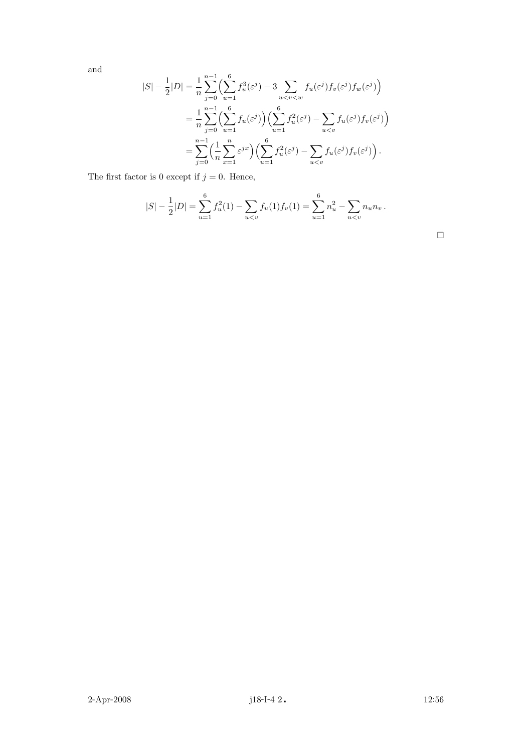and

$$
\begin{aligned}
|S| - \frac{1}{2}|D| &= \frac{1}{n}\sum_{j=0}^{n-1}\Big(\sum_{u=1}^{6} f_u^3(\varepsilon^j) - 3\sum_{u<v<w} f_u(\varepsilon^j)f_v(\varepsilon^j)f_w(\varepsilon^j)\Big) \\
&= \frac{1}{n}\sum_{j=0}^{n-1}\Big(\sum_{u=1}^{6} f_u(\varepsilon^j)\Big)\Big(\sum_{u=1}^{6} f_u^2(\varepsilon^j) - \sum_{u<v} f_u(\varepsilon^j)f_v(\varepsilon^j)\Big) \\
&= \sum_{j=0}^{n-1}\Big(\frac{1}{n}\sum_{x=1}^{n} \varepsilon^{jx}\Big)\Big(\sum_{u=1}^{6} f_u^2(\varepsilon^j) - \sum_{u<v} f_u(\varepsilon^j)f_v(\varepsilon^j)\Big).
\end{aligned}
$$

The first factor is 0 except if $j = 0$. Hence,

$$
|S| - \frac{1}{2}|D| = \sum_{u=1}^{6} f_u^2(1) - \sum_{u<v} f_u(1)f_v(1) = \sum_{u=1}^{6} n_u^2 - \sum_{u<v} n_u n_v\,.
$$

□